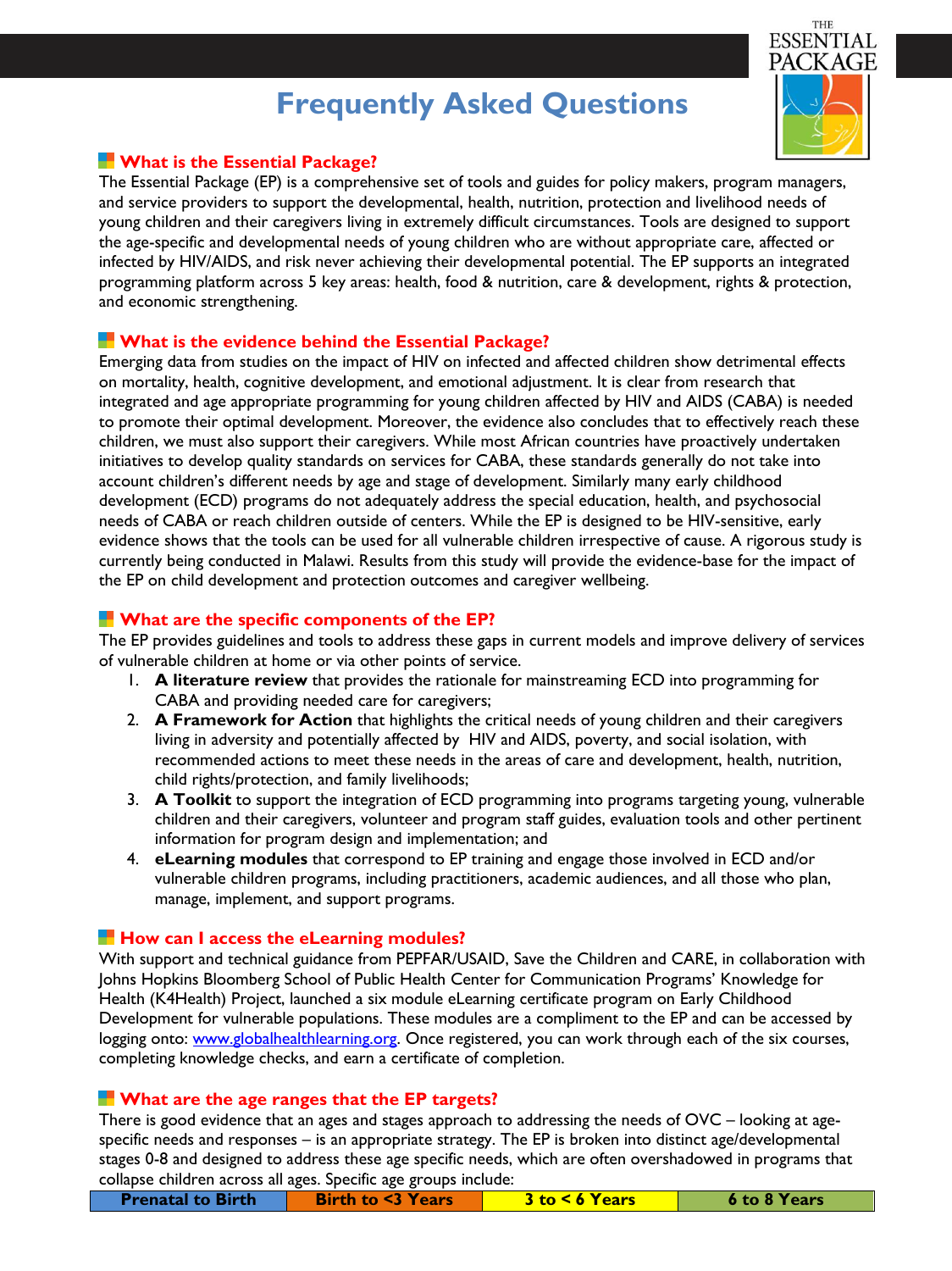# Frequently Asked Questions

## What is the Essential Package?

The Essential Package (EP) is a comprehensive set of tools and guides for policy makers, program managers, and service providers to support the developmental, health, nutrition, protection and livelihood needs of young children and their caregivers living in extremely difficult circumstances. Tools are designed to support the age-specific and developmental needs of young children who are without appropriate care, affected or infected by HIV/AIDS, and risk never achieving their developmental potential. The EP supports an integrated programming platform across 5 key areas: health, food & nutrition, care & development, rights & protection, and economic strengthening.

## What is the evidence behind the Essential Package?

Emerging data from studies on the impact of HIV on infected and affected children show detrimental effects on mortality, health, cognitive development, and emotional adjustment. It is clear from research that integrated and age appropriate programming for young children affected by HIV and AIDS (CABA) is needed to promote their optimal development. Moreover, the evidence also concludes that to effectively reach these children, we must also support their caregivers. While most African countries have proactively undertaken initiatives to develop quality standards on services for CABA, these standards generally do not take into account children's different needs by age and stage of development. Similarly many early childhood development (ECD) programs do not adequately address the special education, health, and psychosocial needs of CABA or reach children outside of centers. While the EP is designed to be HIV-sensitive, early evidence shows that the tools can be used for all vulnerable children irrespective of cause. A rigorous study is currently being conducted in Malawi. Results from this study will provide the evidence-base for the impact of the EP on child development and protection outcomes and caregiver wellbeing.

## What are the specific components of the EP?

The EP provides guidelines and tools to address these gaps in current models and improve delivery of services of vulnerable children at home or via other points of service.

1. **A literature review** that provides the rationale for mainstreaming ECD into programming for CABA and providing needed care for caregivers;
2. **A Framework for Action** that highlights the critical needs of young children and their caregivers living in adversity and potentially affected by HIV and AIDS, poverty, and social isolation, with recommended actions to meet these needs in the areas of care and development, health, nutrition, child rights/protection, and family livelihoods;
3. **A Toolkit** to support the integration of ECD programming into programs targeting young, vulnerable children and their caregivers, volunteer and program staff guides, evaluation tools and other pertinent information for program design and implementation; and
4. **eLearning modules** that correspond to EP training and engage those involved in ECD and/or vulnerable children programs, including practitioners, academic audiences, and all those who plan, manage, implement, and support programs.

## How can I access the eLearning modules?

With support and technical guidance from PEPFAR/USAID, Save the Children and CARE, in collaboration with Johns Hopkins Bloomberg School of Public Health Center for Communication Programs' Knowledge for Health (K4Health) Project, launched a six module eLearning certificate program on Early Childhood Development for vulnerable populations. These modules are a compliment to the EP and can be accessed by logging onto: www.globalhealthlearning.org. Once registered, you can work through each of the six courses, completing knowledge checks, and earn a certificate of completion.

## What are the age ranges that the EP targets?

There is good evidence that an ages and stages approach to addressing the needs of OVC – looking at age-specific needs and responses – is an appropriate strategy. The EP is broken into distinct age/developmental stages 0-8 and designed to address these age specific needs, which are often overshadowed in programs that collapse children across all ages. Specific age groups include:

| Prenatal to Birth | Birth to <3 Years | 3 to < 6 Years | 6 to 8 Years |
|---|---|---|---|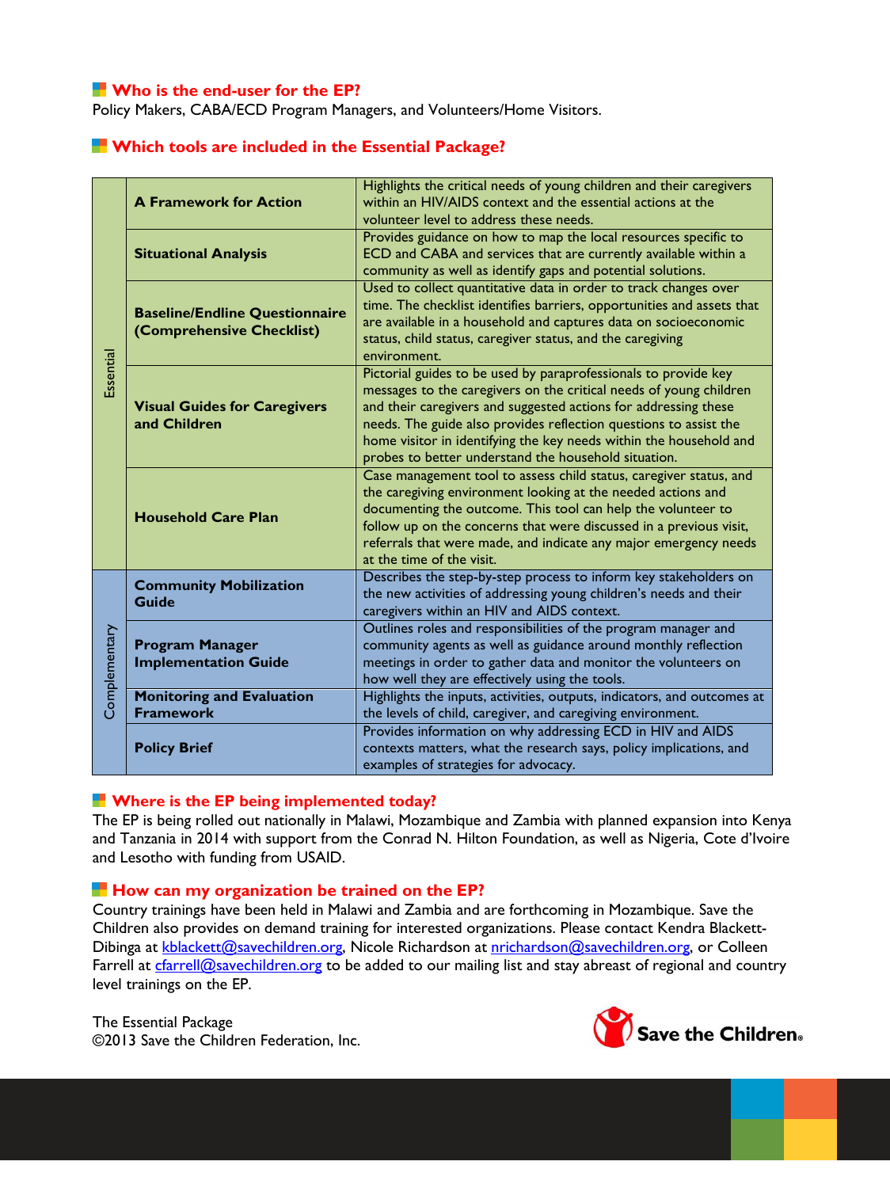## Who is the end-user for the EP?

Policy Makers, CABA/ECD Program Managers, and Volunteers/Home Visitors.

## Which tools are included in the Essential Package?

| | | |
|---|---|---|
| Essential | **A Framework for Action** | Highlights the critical needs of young children and their caregivers within an HIV/AIDS context and the essential actions at the volunteer level to address these needs. |
| | **Situational Analysis** | Provides guidance on how to map the local resources specific to ECD and CABA and services that are currently available within a community as well as identify gaps and potential solutions. |
| | **Baseline/Endline Questionnaire (Comprehensive Checklist)** | Used to collect quantitative data in order to track changes over time. The checklist identifies barriers, opportunities and assets that are available in a household and captures data on socioeconomic status, child status, caregiver status, and the caregiving environment. |
| | **Visual Guides for Caregivers and Children** | Pictorial guides to be used by paraprofessionals to provide key messages to the caregivers on the critical needs of young children and their caregivers and suggested actions for addressing these needs. The guide also provides reflection questions to assist the home visitor in identifying the key needs within the household and probes to better understand the household situation. |
| | **Household Care Plan** | Case management tool to assess child status, caregiver status, and the caregiving environment looking at the needed actions and documenting the outcome. This tool can help the volunteer to follow up on the concerns that were discussed in a previous visit, referrals that were made, and indicate any major emergency needs at the time of the visit. |
| Complementary | **Community Mobilization Guide** | Describes the step-by-step process to inform key stakeholders on the new activities of addressing young children's needs and their caregivers within an HIV and AIDS context. |
| | **Program Manager Implementation Guide** | Outlines roles and responsibilities of the program manager and community agents as well as guidance around monthly reflection meetings in order to gather data and monitor the volunteers on how well they are effectively using the tools. |
| | **Monitoring and Evaluation Framework** | Highlights the inputs, activities, outputs, indicators, and outcomes at the levels of child, caregiver, and caregiving environment. |
| | **Policy Brief** | Provides information on why addressing ECD in HIV and AIDS contexts matters, what the research says, policy implications, and examples of strategies for advocacy. |

## Where is the EP being implemented today?

The EP is being rolled out nationally in Malawi, Mozambique and Zambia with planned expansion into Kenya and Tanzania in 2014 with support from the Conrad N. Hilton Foundation, as well as Nigeria, Cote d'Ivoire and Lesotho with funding from USAID.

## How can my organization be trained on the EP?

Country trainings have been held in Malawi and Zambia and are forthcoming in Mozambique. Save the Children also provides on demand training for interested organizations. Please contact Kendra Blackett-Dibinga at kblackett@savechildren.org, Nicole Richardson at nrichardson@savechildren.org, or Colleen Farrell at cfarrell@savechildren.org to be added to our mailing list and stay abreast of regional and country level trainings on the EP.

The Essential Package
©2013 Save the Children Federation, Inc.

Save the Children®